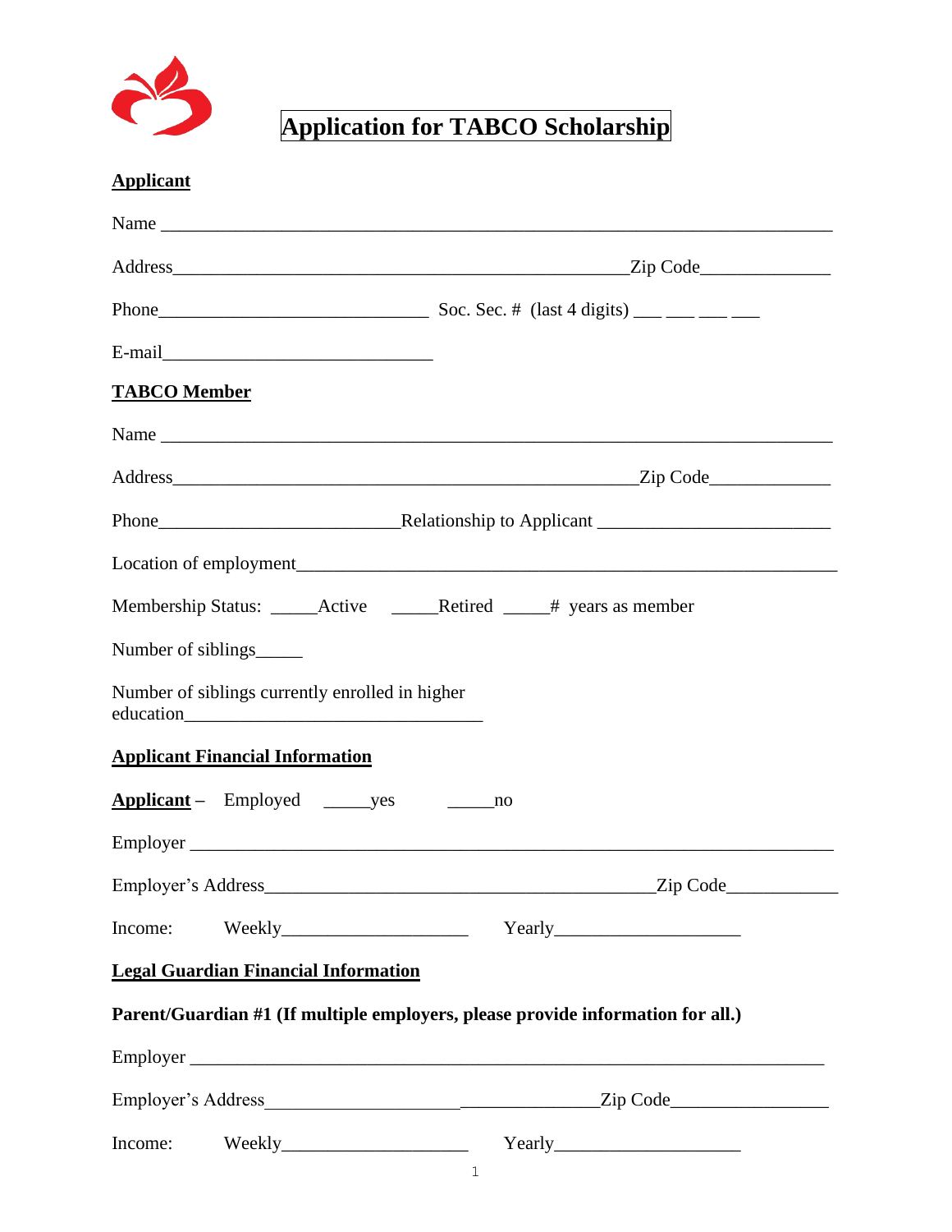# Application for TABCO Scholarship

**Applicant**

Name ___________________________________________________________________________

Address__________________________________________________Zip Code______________

Phone_____________________________ Soc. Sec. # (last 4 digits) ___ ___ ___ ___

E-mail_____________________________

**TABCO Member**

Name ___________________________________________________________________________

Address__________________________________________________Zip Code_____________

Phone__________________________Relationship to Applicant _________________________

Location of employment_____________________________________________________________

Membership Status: _____Active _____Retired _____# years as member

Number of siblings_____

Number of siblings currently enrolled in higher education________________________________

**Applicant Financial Information**

**Applicant** – Employed _____yes _____no

Employer ________________________________________________________________________

Employer's Address__________________________________________Zip Code____________

Income: Weekly____________________ Yearly____________________

**Legal Guardian Financial Information**

**Parent/Guardian #1 (If multiple employers, please provide information for all.)**

Employer ________________________________________________________________________

Employer's Address_____________________________________Zip Code_________________

Income: Weekly____________________ Yearly____________________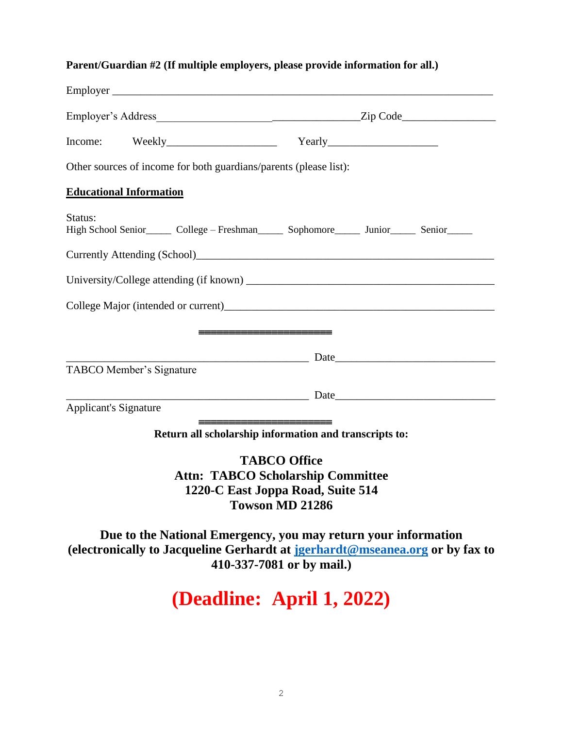**Parent/Guardian #2 (If multiple employers, please provide information for all.)**

Employer ______________________________________________________________

Employer's Address_____________________ ________________Zip Code________________

Income: Weekly____________________ Yearly____________________

Other sources of income for both guardians/parents (please list):

**Educational Information**

Status:
High School Senior_____ College – Freshman_____ Sophomore_____ Junior_____ Senior_____

Currently Attending (School)__________________________________________________

University/College attending (if known) _______________________________________

College Major (intended or current)____________________________________________

═══════════════════════

_____________________________________________ Date____________________________
TABCO Member's Signature

_____________________________________________ Date____________________________
Applicant's Signature

═══════════════════════

**Return all scholarship information and transcripts to:**

**TABCO Office**
**Attn: TABCO Scholarship Committee**
**1220-C East Joppa Road, Suite 514**
**Towson MD 21286**

**Due to the National Emergency, you may return your information (electronically to Jacqueline Gerhardt at jgerhardt@mseanea.org or by fax to 410-337-7081 or by mail.)**

**(Deadline: April 1, 2022)**